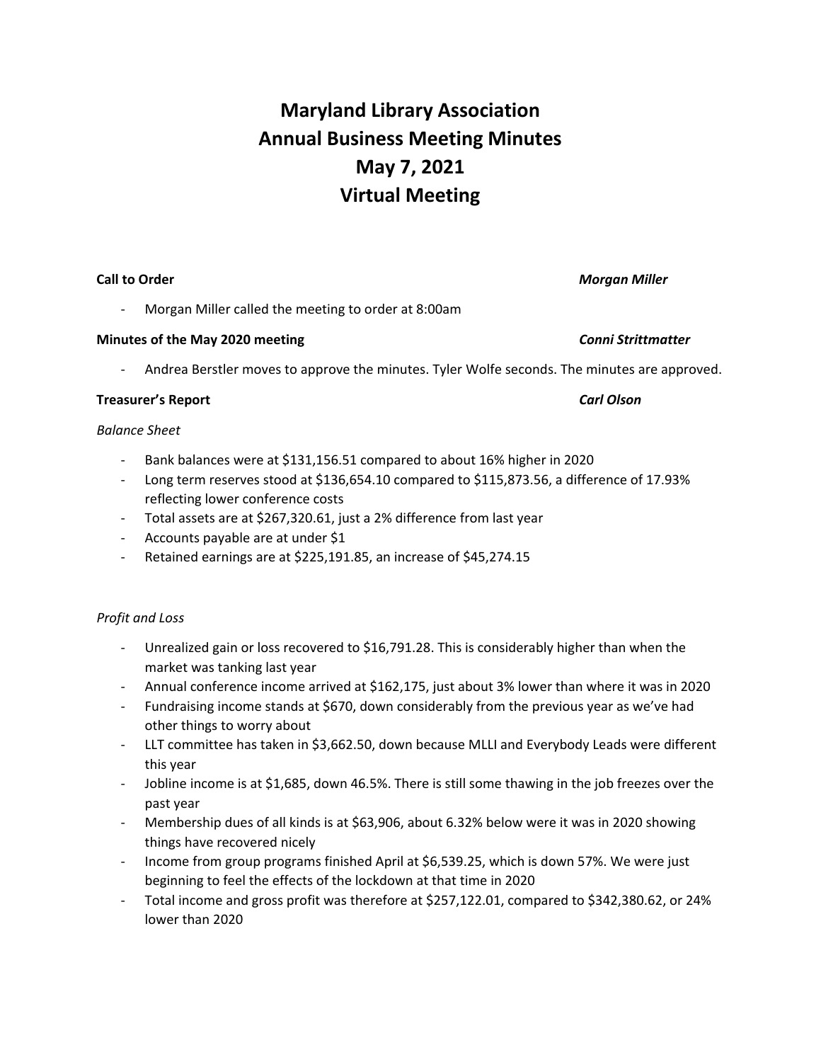# Maryland Library Association
# Annual Business Meeting Minutes
# May 7, 2021
# Virtual Meeting

**Call to Order** ***Morgan Miller***

- Morgan Miller called the meeting to order at 8:00am

**Minutes of the May 2020 meeting** ***Conni Strittmatter***

- Andrea Berstler moves to approve the minutes. Tyler Wolfe seconds. The minutes are approved.

**Treasurer's Report** ***Carl Olson***

*Balance Sheet*

- Bank balances were at $131,156.51 compared to about 16% higher in 2020
- Long term reserves stood at $136,654.10 compared to $115,873.56, a difference of 17.93% reflecting lower conference costs
- Total assets are at $267,320.61, just a 2% difference from last year
- Accounts payable are at under $1
- Retained earnings are at $225,191.85, an increase of $45,274.15

*Profit and Loss*

- Unrealized gain or loss recovered to $16,791.28. This is considerably higher than when the market was tanking last year
- Annual conference income arrived at $162,175, just about 3% lower than where it was in 2020
- Fundraising income stands at $670, down considerably from the previous year as we've had other things to worry about
- LLT committee has taken in $3,662.50, down because MLLI and Everybody Leads were different this year
- Jobline income is at $1,685, down 46.5%. There is still some thawing in the job freezes over the past year
- Membership dues of all kinds is at $63,906, about 6.32% below were it was in 2020 showing things have recovered nicely
- Income from group programs finished April at $6,539.25, which is down 57%. We were just beginning to feel the effects of the lockdown at that time in 2020
- Total income and gross profit was therefore at $257,122.01, compared to $342,380.62, or 24% lower than 2020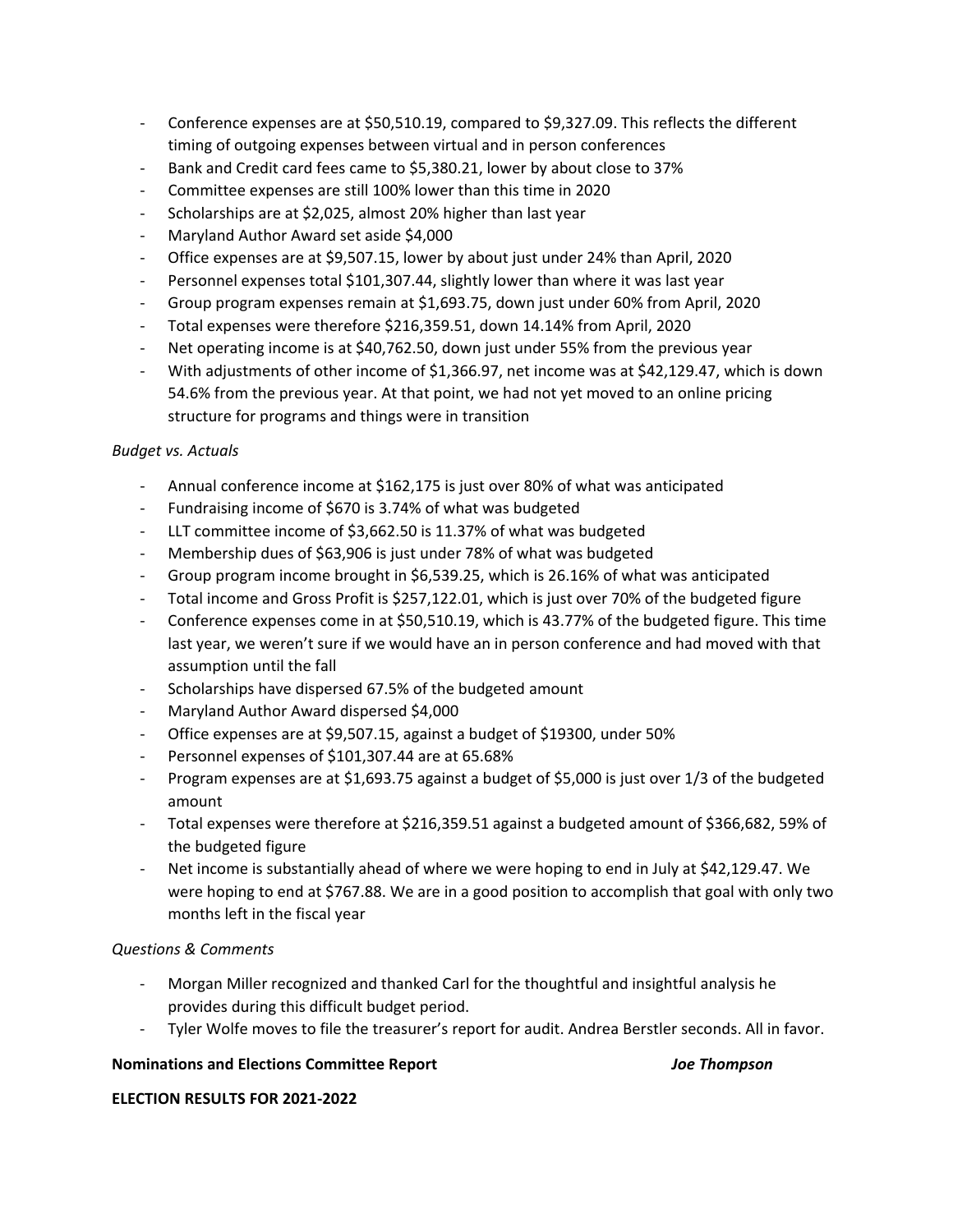- Conference expenses are at $50,510.19, compared to $9,327.09. This reflects the different timing of outgoing expenses between virtual and in person conferences
- Bank and Credit card fees came to $5,380.21, lower by about close to 37%
- Committee expenses are still 100% lower than this time in 2020
- Scholarships are at $2,025, almost 20% higher than last year
- Maryland Author Award set aside $4,000
- Office expenses are at $9,507.15, lower by about just under 24% than April, 2020
- Personnel expenses total $101,307.44, slightly lower than where it was last year
- Group program expenses remain at $1,693.75, down just under 60% from April, 2020
- Total expenses were therefore $216,359.51, down 14.14% from April, 2020
- Net operating income is at $40,762.50, down just under 55% from the previous year
- With adjustments of other income of $1,366.97, net income was at $42,129.47, which is down 54.6% from the previous year. At that point, we had not yet moved to an online pricing structure for programs and things were in transition

*Budget vs. Actuals*

- Annual conference income at $162,175 is just over 80% of what was anticipated
- Fundraising income of $670 is 3.74% of what was budgeted
- LLT committee income of $3,662.50 is 11.37% of what was budgeted
- Membership dues of $63,906 is just under 78% of what was budgeted
- Group program income brought in $6,539.25, which is 26.16% of what was anticipated
- Total income and Gross Profit is $257,122.01, which is just over 70% of the budgeted figure
- Conference expenses come in at $50,510.19, which is 43.77% of the budgeted figure. This time last year, we weren't sure if we would have an in person conference and had moved with that assumption until the fall
- Scholarships have dispersed 67.5% of the budgeted amount
- Maryland Author Award dispersed $4,000
- Office expenses are at $9,507.15, against a budget of $19300, under 50%
- Personnel expenses of $101,307.44 are at 65.68%
- Program expenses are at $1,693.75 against a budget of $5,000 is just over 1/3 of the budgeted amount
- Total expenses were therefore at $216,359.51 against a budgeted amount of $366,682, 59% of the budgeted figure
- Net income is substantially ahead of where we were hoping to end in July at $42,129.47. We were hoping to end at $767.88. We are in a good position to accomplish that goal with only two months left in the fiscal year

*Questions & Comments*

- Morgan Miller recognized and thanked Carl for the thoughtful and insightful analysis he provides during this difficult budget period.
- Tyler Wolfe moves to file the treasurer's report for audit. Andrea Berstler seconds. All in favor.

**Nominations and Elections Committee Report** ***Joe Thompson***

**ELECTION RESULTS FOR 2021-2022**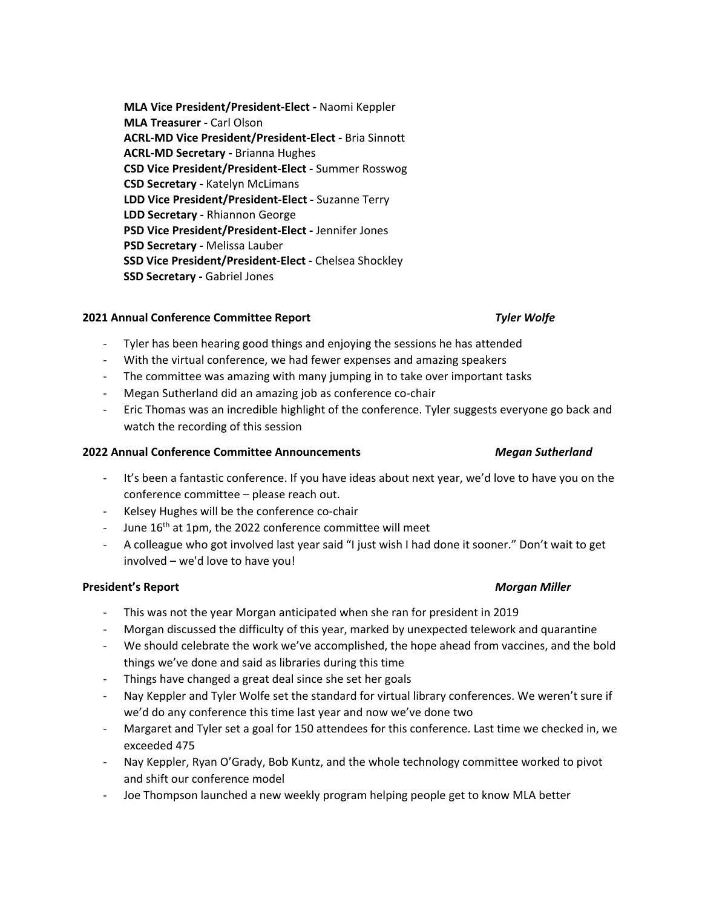**MLA Vice President/President-Elect -** Naomi Keppler
**MLA Treasurer -** Carl Olson
**ACRL-MD Vice President/President-Elect -** Bria Sinnott
**ACRL-MD Secretary -** Brianna Hughes
**CSD Vice President/President-Elect -** Summer Rosswog
**CSD Secretary -** Katelyn McLimans
**LDD Vice President/President-Elect -** Suzanne Terry
**LDD Secretary -** Rhiannon George
**PSD Vice President/President-Elect -** Jennifer Jones
**PSD Secretary -** Melissa Lauber
**SSD Vice President/President-Elect -** Chelsea Shockley
**SSD Secretary -** Gabriel Jones

**2021 Annual Conference Committee Report** ***Tyler Wolfe***

- Tyler has been hearing good things and enjoying the sessions he has attended
- With the virtual conference, we had fewer expenses and amazing speakers
- The committee was amazing with many jumping in to take over important tasks
- Megan Sutherland did an amazing job as conference co-chair
- Eric Thomas was an incredible highlight of the conference. Tyler suggests everyone go back and watch the recording of this session

**2022 Annual Conference Committee Announcements** ***Megan Sutherland***

- It's been a fantastic conference. If you have ideas about next year, we'd love to have you on the conference committee – please reach out.
- Kelsey Hughes will be the conference co-chair
- June 16th at 1pm, the 2022 conference committee will meet
- A colleague who got involved last year said "I just wish I had done it sooner." Don't wait to get involved – we'd love to have you!

**President's Report** ***Morgan Miller***

- This was not the year Morgan anticipated when she ran for president in 2019
- Morgan discussed the difficulty of this year, marked by unexpected telework and quarantine
- We should celebrate the work we've accomplished, the hope ahead from vaccines, and the bold things we've done and said as libraries during this time
- Things have changed a great deal since she set her goals
- Nay Keppler and Tyler Wolfe set the standard for virtual library conferences. We weren't sure if we'd do any conference this time last year and now we've done two
- Margaret and Tyler set a goal for 150 attendees for this conference. Last time we checked in, we exceeded 475
- Nay Keppler, Ryan O'Grady, Bob Kuntz, and the whole technology committee worked to pivot and shift our conference model
- Joe Thompson launched a new weekly program helping people get to know MLA better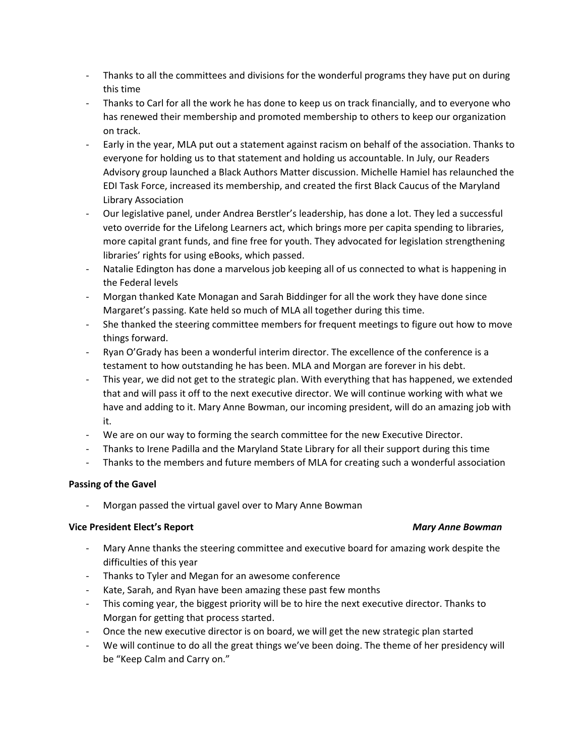- Thanks to all the committees and divisions for the wonderful programs they have put on during this time
- Thanks to Carl for all the work he has done to keep us on track financially, and to everyone who has renewed their membership and promoted membership to others to keep our organization on track.
- Early in the year, MLA put out a statement against racism on behalf of the association. Thanks to everyone for holding us to that statement and holding us accountable. In July, our Readers Advisory group launched a Black Authors Matter discussion. Michelle Hamiel has relaunched the EDI Task Force, increased its membership, and created the first Black Caucus of the Maryland Library Association
- Our legislative panel, under Andrea Berstler's leadership, has done a lot. They led a successful veto override for the Lifelong Learners act, which brings more per capita spending to libraries, more capital grant funds, and fine free for youth. They advocated for legislation strengthening libraries' rights for using eBooks, which passed.
- Natalie Edington has done a marvelous job keeping all of us connected to what is happening in the Federal levels
- Morgan thanked Kate Monagan and Sarah Biddinger for all the work they have done since Margaret's passing. Kate held so much of MLA all together during this time.
- She thanked the steering committee members for frequent meetings to figure out how to move things forward.
- Ryan O'Grady has been a wonderful interim director. The excellence of the conference is a testament to how outstanding he has been. MLA and Morgan are forever in his debt.
- This year, we did not get to the strategic plan. With everything that has happened, we extended that and will pass it off to the next executive director. We will continue working with what we have and adding to it. Mary Anne Bowman, our incoming president, will do an amazing job with it.
- We are on our way to forming the search committee for the new Executive Director.
- Thanks to Irene Padilla and the Maryland State Library for all their support during this time
- Thanks to the members and future members of MLA for creating such a wonderful association

**Passing of the Gavel**

- Morgan passed the virtual gavel over to Mary Anne Bowman

**Vice President Elect's Report** ***Mary Anne Bowman***

- Mary Anne thanks the steering committee and executive board for amazing work despite the difficulties of this year
- Thanks to Tyler and Megan for an awesome conference
- Kate, Sarah, and Ryan have been amazing these past few months
- This coming year, the biggest priority will be to hire the next executive director. Thanks to Morgan for getting that process started.
- Once the new executive director is on board, we will get the new strategic plan started
- We will continue to do all the great things we've been doing. The theme of her presidency will be "Keep Calm and Carry on."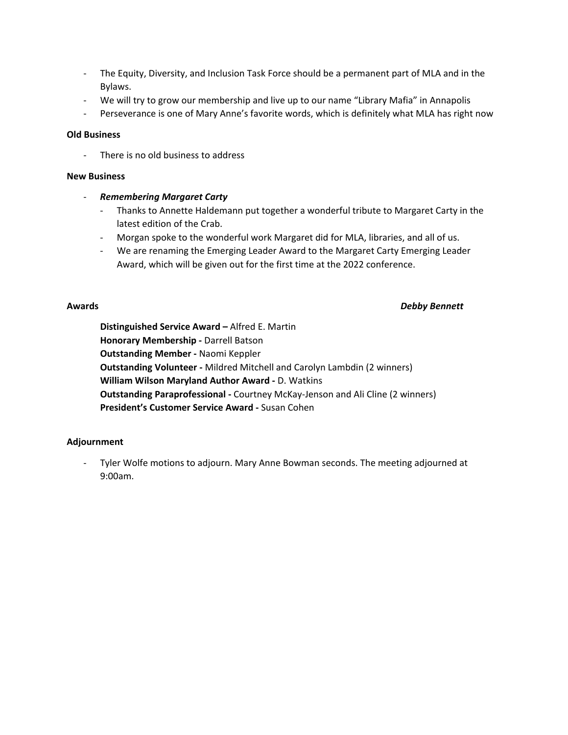- The Equity, Diversity, and Inclusion Task Force should be a permanent part of MLA and in the Bylaws.
- We will try to grow our membership and live up to our name "Library Mafia" in Annapolis
- Perseverance is one of Mary Anne's favorite words, which is definitely what MLA has right now

**Old Business**

- There is no old business to address

**New Business**

- ***Remembering Margaret Carty***
  - Thanks to Annette Haldemann put together a wonderful tribute to Margaret Carty in the latest edition of the Crab.
  - Morgan spoke to the wonderful work Margaret did for MLA, libraries, and all of us.
  - We are renaming the Emerging Leader Award to the Margaret Carty Emerging Leader Award, which will be given out for the first time at the 2022 conference.

**Awards** ***Debby Bennett***

**Distinguished Service Award –** Alfred E. Martin
**Honorary Membership -** Darrell Batson
**Outstanding Member -** Naomi Keppler
**Outstanding Volunteer -** Mildred Mitchell and Carolyn Lambdin (2 winners)
**William Wilson Maryland Author Award -** D. Watkins
**Outstanding Paraprofessional -** Courtney McKay-Jenson and Ali Cline (2 winners)
**President's Customer Service Award -** Susan Cohen

**Adjournment**

- Tyler Wolfe motions to adjourn. Mary Anne Bowman seconds. The meeting adjourned at 9:00am.